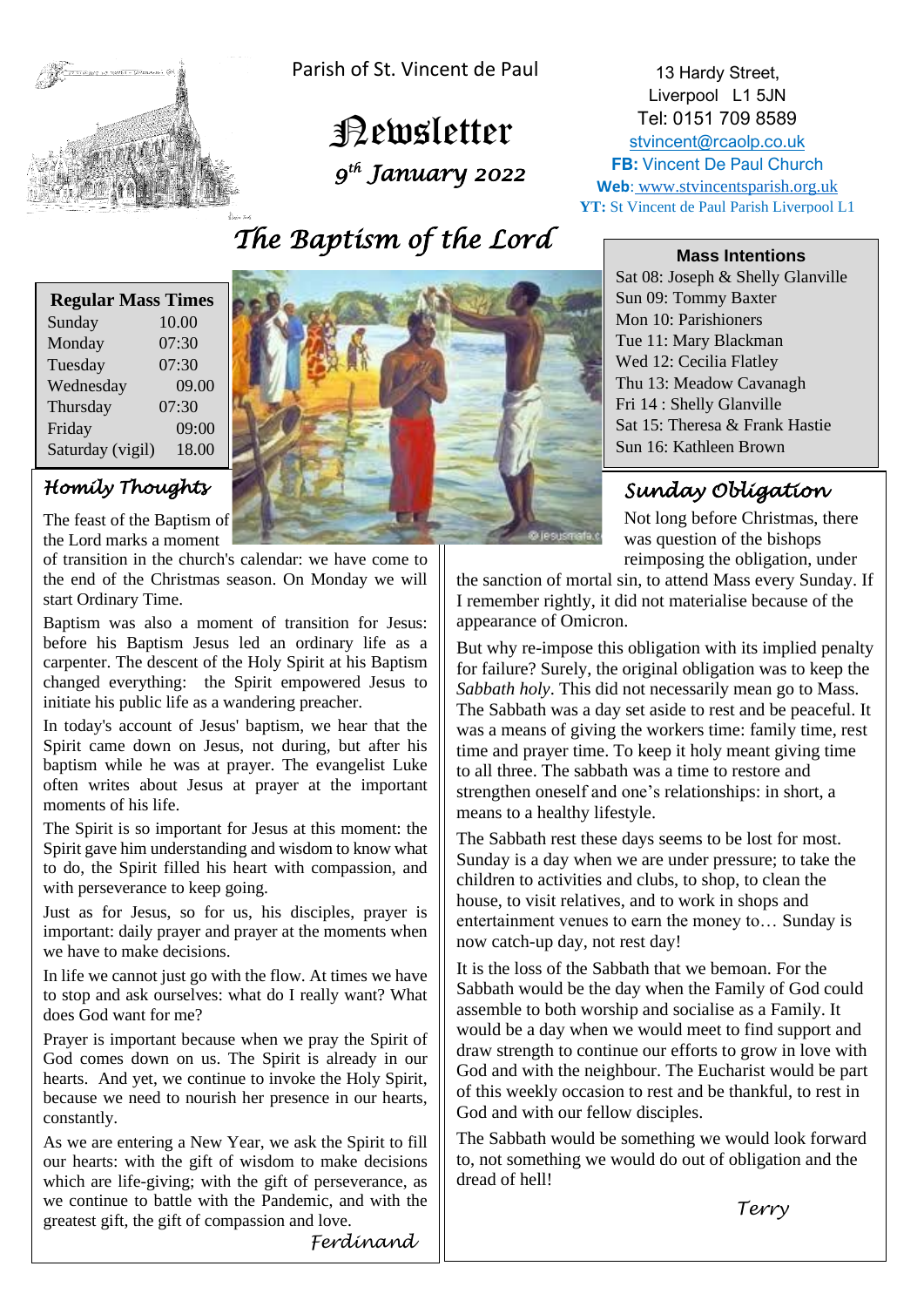Parish of St. Vincent de Paul

# Newsletter

*9th January 2022*

13 Hardy Street,
Liverpool L1 5JN
Tel: 0151 709 8589
stvincent@rcaolp.co.uk
**FB:** Vincent De Paul Church
**Web**: www.stvincentsparish.org.uk
**YT:** St Vincent de Paul Parish Liverpool L1

## The Baptism of the Lord

| Regular Mass Times | |
|---|---|
| Sunday | 10.00 |
| Monday | 07:30 |
| Tuesday | 07:30 |
| Wednesday | 09.00 |
| Thursday | 07:30 |
| Friday | 09:00 |
| Saturday (vigil) | 18.00 |

**Mass Intentions**

Sat 08: Joseph & Shelly Glanville
Sun 09: Tommy Baxter
Mon 10: Parishioners
Tue 11: Mary Blackman
Wed 12: Cecilia Flatley
Thu 13: Meadow Cavanagh
Fri 14 : Shelly Glanville
Sat 15: Theresa & Frank Hastie
Sun 16: Kathleen Brown

### Homily Thoughts

The feast of the Baptism of the Lord marks a moment of transition in the church's calendar: we have come to the end of the Christmas season. On Monday we will start Ordinary Time.

Baptism was also a moment of transition for Jesus: before his Baptism Jesus led an ordinary life as a carpenter. The descent of the Holy Spirit at his Baptism changed everything: the Spirit empowered Jesus to initiate his public life as a wandering preacher.

In today's account of Jesus' baptism, we hear that the Spirit came down on Jesus, not during, but after his baptism while he was at prayer. The evangelist Luke often writes about Jesus at prayer at the important moments of his life.

The Spirit is so important for Jesus at this moment: the Spirit gave him understanding and wisdom to know what to do, the Spirit filled his heart with compassion, and with perseverance to keep going.

Just as for Jesus, so for us, his disciples, prayer is important: daily prayer and prayer at the moments when we have to make decisions.

In life we cannot just go with the flow. At times we have to stop and ask ourselves: what do I really want? What does God want for me?

Prayer is important because when we pray the Spirit of God comes down on us. The Spirit is already in our hearts. And yet, we continue to invoke the Holy Spirit, because we need to nourish her presence in our hearts, constantly.

As we are entering a New Year, we ask the Spirit to fill our hearts: with the gift of wisdom to make decisions which are life-giving; with the gift of perseverance, as we continue to battle with the Pandemic, and with the greatest gift, the gift of compassion and love.

*Ferdinand*

### Sunday Obligation

Not long before Christmas, there was question of the bishops reimposing the obligation, under the sanction of mortal sin, to attend Mass every Sunday. If I remember rightly, it did not materialise because of the appearance of Omicron.

But why re-impose this obligation with its implied penalty for failure? Surely, the original obligation was to keep the *Sabbath holy*. This did not necessarily mean go to Mass. The Sabbath was a day set aside to rest and be peaceful. It was a means of giving the workers time: family time, rest time and prayer time. To keep it holy meant giving time to all three. The sabbath was a time to restore and strengthen oneself and one's relationships: in short, a means to a healthy lifestyle.

The Sabbath rest these days seems to be lost for most. Sunday is a day when we are under pressure; to take the children to activities and clubs, to shop, to clean the house, to visit relatives, and to work in shops and entertainment venues to earn the money to… Sunday is now catch-up day, not rest day!

It is the loss of the Sabbath that we bemoan. For the Sabbath would be the day when the Family of God could assemble to both worship and socialise as a Family. It would be a day when we would meet to find support and draw strength to continue our efforts to grow in love with God and with the neighbour. The Eucharist would be part of this weekly occasion to rest and be thankful, to rest in God and with our fellow disciples.

The Sabbath would be something we would look forward to, not something we would do out of obligation and the dread of hell!

*Terry*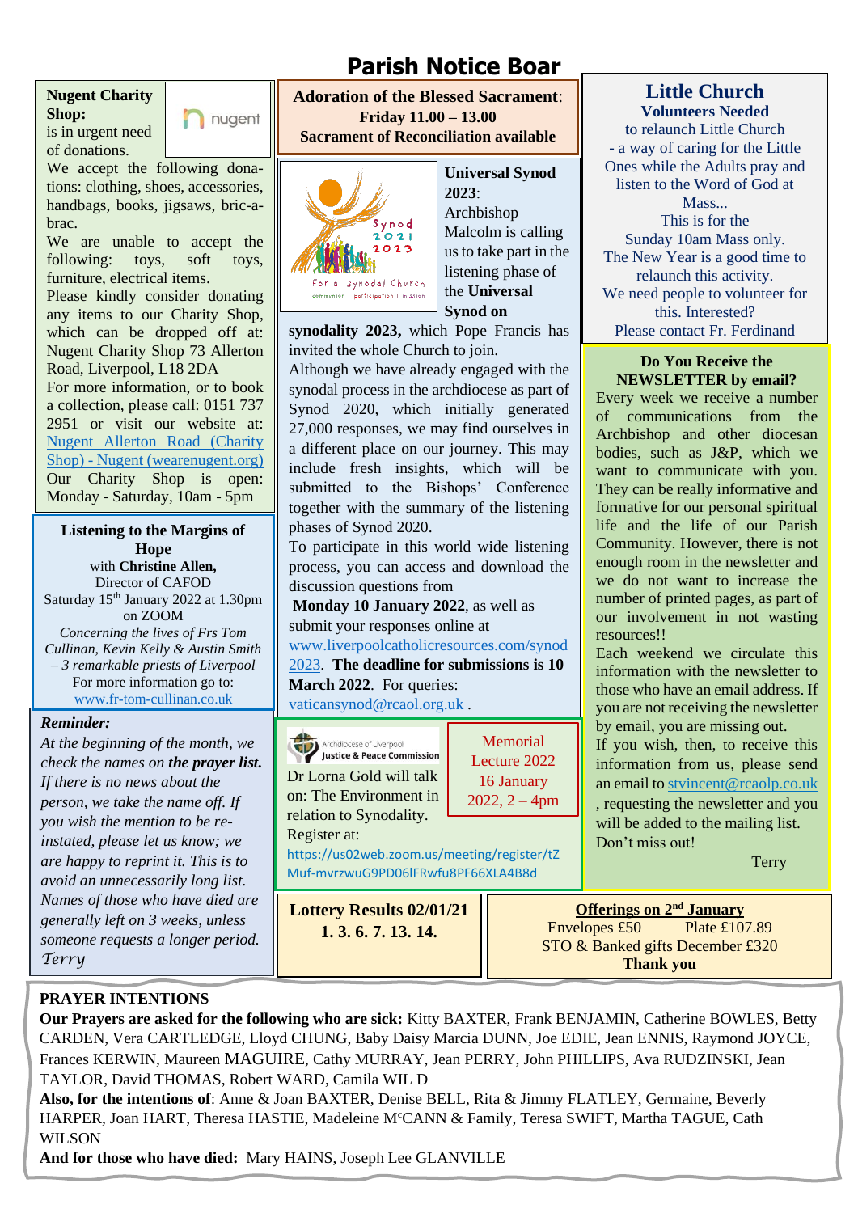# Parish Notice Boar

**Nugent Charity Shop:**
is in urgent need of donations.

We accept the following donations: clothing, shoes, accessories, handbags, books, jigsaws, bric-a-brac.

We are unable to accept the following: toys, soft toys, furniture, electrical items.

Please kindly consider donating any items to our Charity Shop, which can be dropped off at: Nugent Charity Shop 73 Allerton Road, Liverpool, L18 2DA

For more information, or to book a collection, please call: 0151 737 2951 or visit our website at: Nugent Allerton Road (Charity Shop) - Nugent (wearenugent.org)

Our Charity Shop is open: Monday - Saturday, 10am - 5pm

**Listening to the Margins of Hope**
with **Christine Allen,**
Director of CAFOD
Saturday 15th January 2022 at 1.30pm on ZOOM
*Concerning the lives of Frs Tom Cullinan, Kevin Kelly & Austin Smith – 3 remarkable priests of Liverpool*
For more information go to:
www.fr-tom-cullinan.co.uk

***Reminder:***
*At the beginning of the month, we check the names on **the prayer list.** If there is no news about the person, we take the name off. If you wish the mention to be re-instated, please let us know; we are happy to reprint it. This is to avoid an unnecessarily long list. Names of those who have died are generally left on 3 weeks, unless someone requests a longer period.*
*Terry*

**Adoration of the Blessed Sacrament**:
**Friday 11.00 – 13.00**
**Sacrament of Reconciliation available**

**Universal Synod 2023**: Archbishop Malcolm is calling us to take part in the listening phase of the **Universal Synod on synodality 2023,** which Pope Francis has invited the whole Church to join.

Although we have already engaged with the synodal process in the archdiocese as part of Synod 2020, which initially generated 27,000 responses, we may find ourselves in a different place on our journey. This may include fresh insights, which will be submitted to the Bishops' Conference together with the summary of the listening phases of Synod 2020.

To participate in this world wide listening process, you can access and download the discussion questions from **Monday 10 January 2022**, as well as submit your responses online at www.liverpoolcatholicresources.com/synod2023. **The deadline for submissions is 10 March 2022**. For queries: vaticansynod@rcaol.org.uk .

Archdiocese of Liverpool
**Justice & Peace Commission**

Memorial Lecture 2022
16 January 2022, 2 – 4pm

Dr Lorna Gold will talk on: The Environment in relation to Synodality.
Register at:
https://us02web.zoom.us/meeting/register/tZMuf-mvrzwuG9PD06lFRwfu8PF66XLA4B8d

## Little Church
**Volunteers Needed**
to relaunch Little Church
- a way of caring for the Little Ones while the Adults pray and listen to the Word of God at Mass...
This is for the Sunday 10am Mass only.
The New Year is a good time to relaunch this activity.
We need people to volunteer for this. Interested?
Please contact Fr. Ferdinand

**Do You Receive the NEWSLETTER by email?**

Every week we receive a number of communications from the Archbishop and other diocesan bodies, such as J&P, which we want to communicate with you. They can be really informative and formative for our personal spiritual life and the life of our Parish Community. However, there is not enough room in the newsletter and we do not want to increase the number of printed pages, as part of our involvement in not wasting resources!!

Each weekend we circulate this information with the newsletter to those who have an email address. If you are not receiving the newsletter by email, you are missing out.

If you wish, then, to receive this information from us, please send an email to stvincent@rcaolp.co.uk, requesting the newsletter and you will be added to the mailing list. Don't miss out!

Terry

**Lottery Results 02/01/21**
**1. 3. 6. 7. 13. 14.**

**Offerings on 2nd January**
Envelopes £50 Plate £107.89
STO & Banked gifts December £320
**Thank you**

**PRAYER INTENTIONS**

**Our Prayers are asked for the following who are sick:** Kitty BAXTER, Frank BENJAMIN, Catherine BOWLES, Betty CARDEN, Vera CARTLEDGE, Lloyd CHUNG, Baby Daisy Marcia DUNN, Joe EDIE, Jean ENNIS, Raymond JOYCE, Frances KERWIN, Maureen MAGUIRE, Cathy MURRAY, Jean PERRY, John PHILLIPS, Ava RUDZINSKI, Jean TAYLOR, David THOMAS, Robert WARD, Camila WIL D

**Also, for the intentions of**: Anne & Joan BAXTER, Denise BELL, Rita & Jimmy FLATLEY, Germaine, Beverly HARPER, Joan HART, Theresa HASTIE, Madeleine McCANN & Family, Teresa SWIFT, Martha TAGUE, Cath WILSON

**And for those who have died:** Mary HAINS, Joseph Lee GLANVILLE